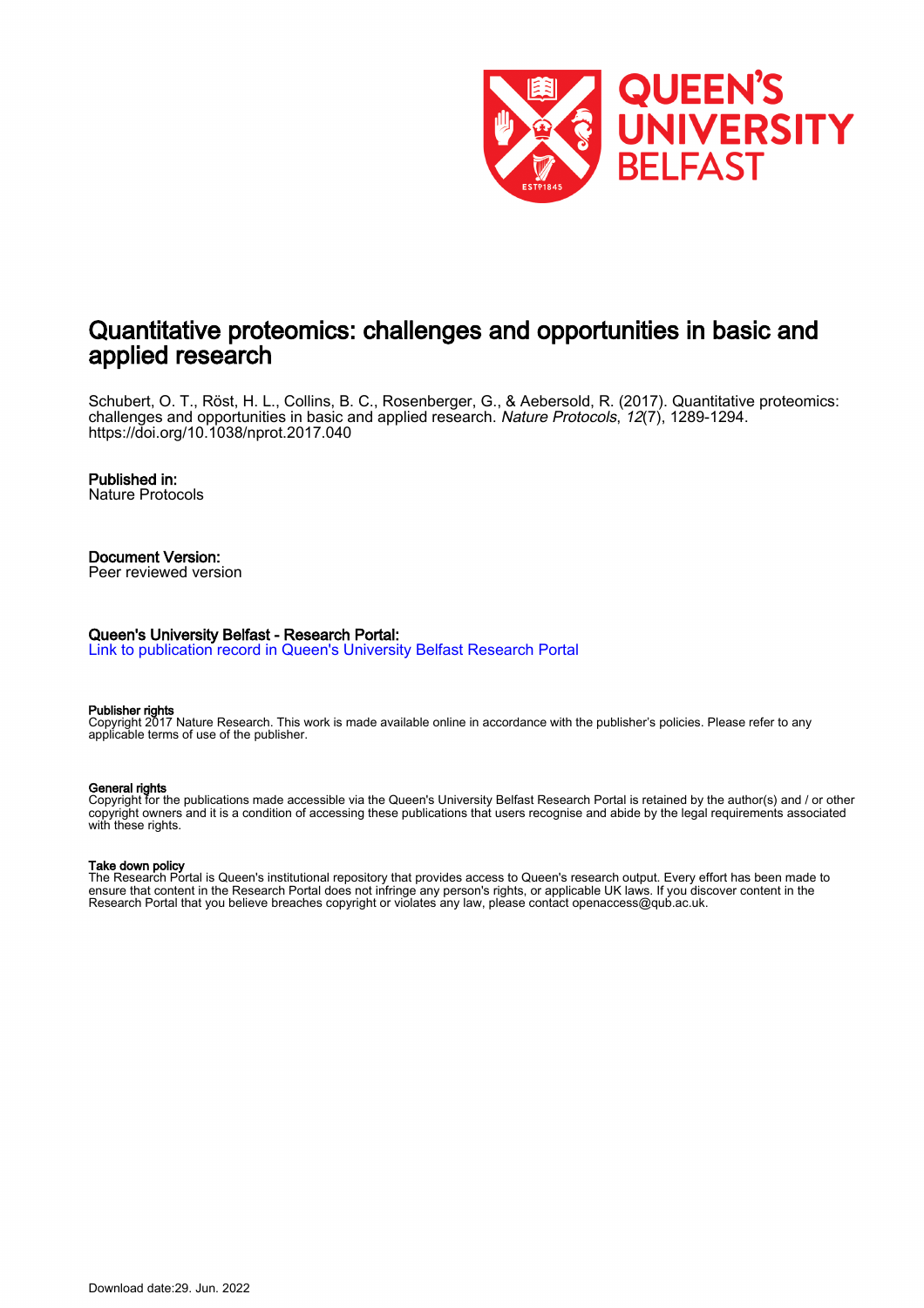# Quantitative proteomics: challenges and opportunities in basic and applied research

Schubert, O. T., Röst, H. L., Collins, B. C., Rosenberger, G., & Aebersold, R. (2017). Quantitative proteomics: challenges and opportunities in basic and applied research. *Nature Protocols*, *12*(7), 1289-1294. https://doi.org/10.1038/nprot.2017.040

**Published in:**
Nature Protocols

**Document Version:**
Peer reviewed version

**Queen's University Belfast - Research Portal:**
Link to publication record in Queen's University Belfast Research Portal

**Publisher rights**
Copyright 2017 Nature Research. This work is made available online in accordance with the publisher's policies. Please refer to any applicable terms of use of the publisher.

**General rights**
Copyright for the publications made accessible via the Queen's University Belfast Research Portal is retained by the author(s) and / or other copyright owners and it is a condition of accessing these publications that users recognise and abide by the legal requirements associated with these rights.

**Take down policy**
The Research Portal is Queen's institutional repository that provides access to Queen's research output. Every effort has been made to ensure that content in the Research Portal does not infringe any person's rights, or applicable UK laws. If you discover content in the Research Portal that you believe breaches copyright or violates any law, please contact openaccess@qub.ac.uk.

Download date:29. Jun. 2022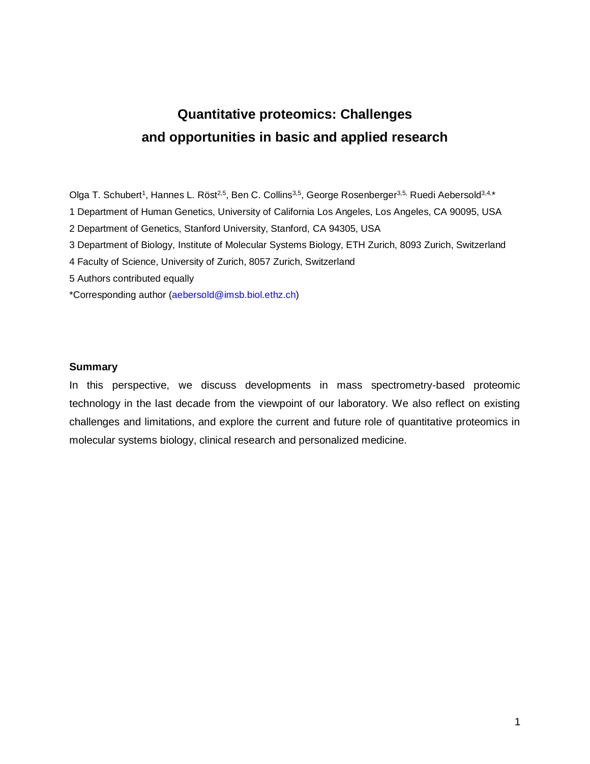# Quantitative proteomics: Challenges and opportunities in basic and applied research

Olga T. Schubert[1], Hannes L. Röst[2,5], Ben C. Collins[3,5], George Rosenberger[3,5], Ruedi Aebersold[3,4,*]

1 Department of Human Genetics, University of California Los Angeles, Los Angeles, CA 90095, USA

2 Department of Genetics, Stanford University, Stanford, CA 94305, USA

3 Department of Biology, Institute of Molecular Systems Biology, ETH Zurich, 8093 Zurich, Switzerland

4 Faculty of Science, University of Zurich, 8057 Zurich, Switzerland

5 Authors contributed equally

*Corresponding author (aebersold@imsb.biol.ethz.ch)

**Summary**

In this perspective, we discuss developments in mass spectrometry-based proteomic technology in the last decade from the viewpoint of our laboratory. We also reflect on existing challenges and limitations, and explore the current and future role of quantitative proteomics in molecular systems biology, clinical research and personalized medicine.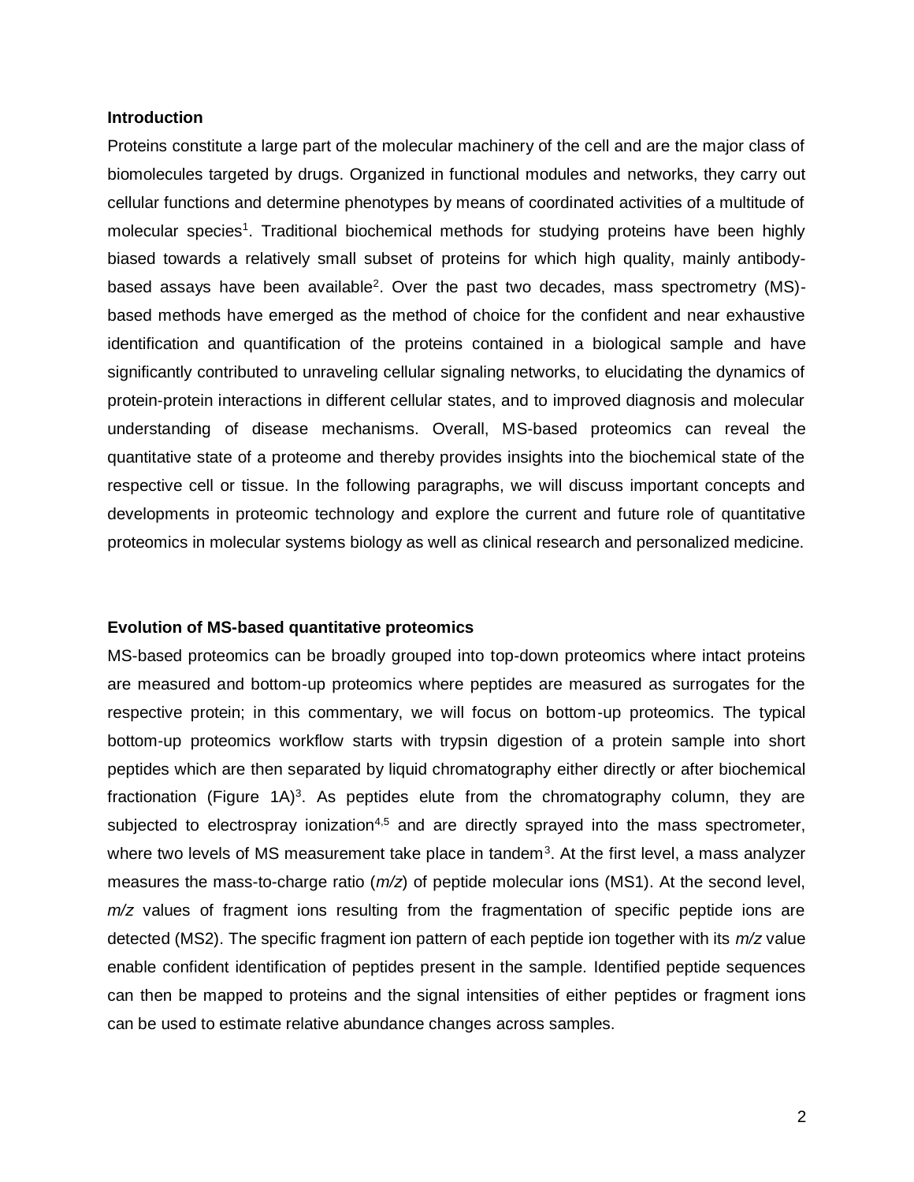## Introduction

Proteins constitute a large part of the molecular machinery of the cell and are the major class of biomolecules targeted by drugs. Organized in functional modules and networks, they carry out cellular functions and determine phenotypes by means of coordinated activities of a multitude of molecular species[1]. Traditional biochemical methods for studying proteins have been highly biased towards a relatively small subset of proteins for which high quality, mainly antibody-based assays have been available[2]. Over the past two decades, mass spectrometry (MS)-based methods have emerged as the method of choice for the confident and near exhaustive identification and quantification of the proteins contained in a biological sample and have significantly contributed to unraveling cellular signaling networks, to elucidating the dynamics of protein-protein interactions in different cellular states, and to improved diagnosis and molecular understanding of disease mechanisms. Overall, MS-based proteomics can reveal the quantitative state of a proteome and thereby provides insights into the biochemical state of the respective cell or tissue. In the following paragraphs, we will discuss important concepts and developments in proteomic technology and explore the current and future role of quantitative proteomics in molecular systems biology as well as clinical research and personalized medicine.

## Evolution of MS-based quantitative proteomics

MS-based proteomics can be broadly grouped into top-down proteomics where intact proteins are measured and bottom-up proteomics where peptides are measured as surrogates for the respective protein; in this commentary, we will focus on bottom-up proteomics. The typical bottom-up proteomics workflow starts with trypsin digestion of a protein sample into short peptides which are then separated by liquid chromatography either directly or after biochemical fractionation (Figure 1A)[3]. As peptides elute from the chromatography column, they are subjected to electrospray ionization[4,5] and are directly sprayed into the mass spectrometer, where two levels of MS measurement take place in tandem[3]. At the first level, a mass analyzer measures the mass-to-charge ratio (*m/z*) of peptide molecular ions (MS1). At the second level, *m/z* values of fragment ions resulting from the fragmentation of specific peptide ions are detected (MS2). The specific fragment ion pattern of each peptide ion together with its *m/z* value enable confident identification of peptides present in the sample. Identified peptide sequences can then be mapped to proteins and the signal intensities of either peptides or fragment ions can be used to estimate relative abundance changes across samples.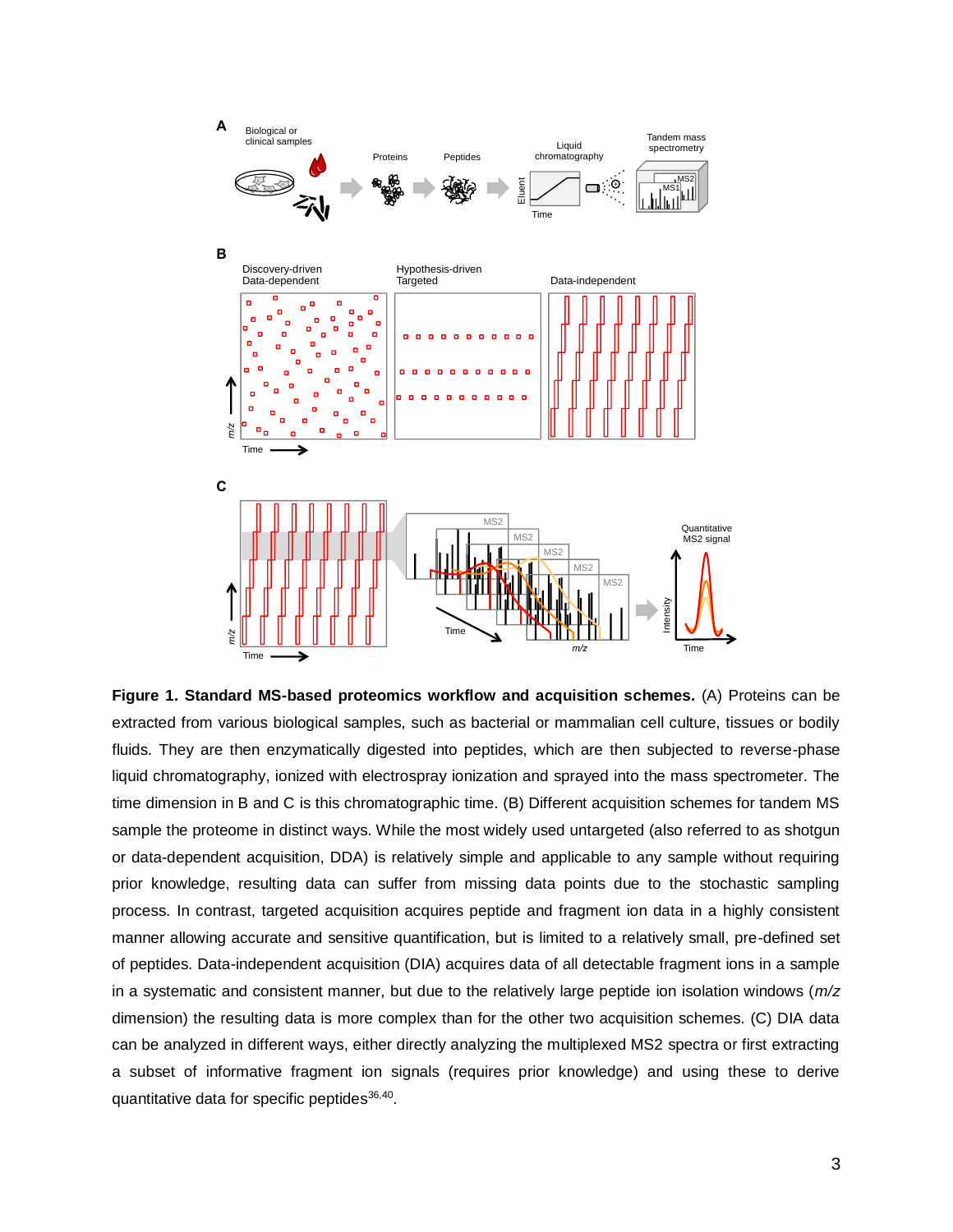**Figure 1. Standard MS-based proteomics workflow and acquisition schemes.** (A) Proteins can be extracted from various biological samples, such as bacterial or mammalian cell culture, tissues or bodily fluids. They are then enzymatically digested into peptides, which are then subjected to reverse-phase liquid chromatography, ionized with electrospray ionization and sprayed into the mass spectrometer. The time dimension in B and C is this chromatographic time. (B) Different acquisition schemes for tandem MS sample the proteome in distinct ways. While the most widely used untargeted (also referred to as shotgun or data-dependent acquisition, DDA) is relatively simple and applicable to any sample without requiring prior knowledge, resulting data can suffer from missing data points due to the stochastic sampling process. In contrast, targeted acquisition acquires peptide and fragment ion data in a highly consistent manner allowing accurate and sensitive quantification, but is limited to a relatively small, pre-defined set of peptides. Data-independent acquisition (DIA) acquires data of all detectable fragment ions in a sample in a systematic and consistent manner, but due to the relatively large peptide ion isolation windows (*m/z* dimension) the resulting data is more complex than for the other two acquisition schemes. (C) DIA data can be analyzed in different ways, either directly analyzing the multiplexed MS2 spectra or first extracting a subset of informative fragment ion signals (requires prior knowledge) and using these to derive quantitative data for specific peptides[36,40].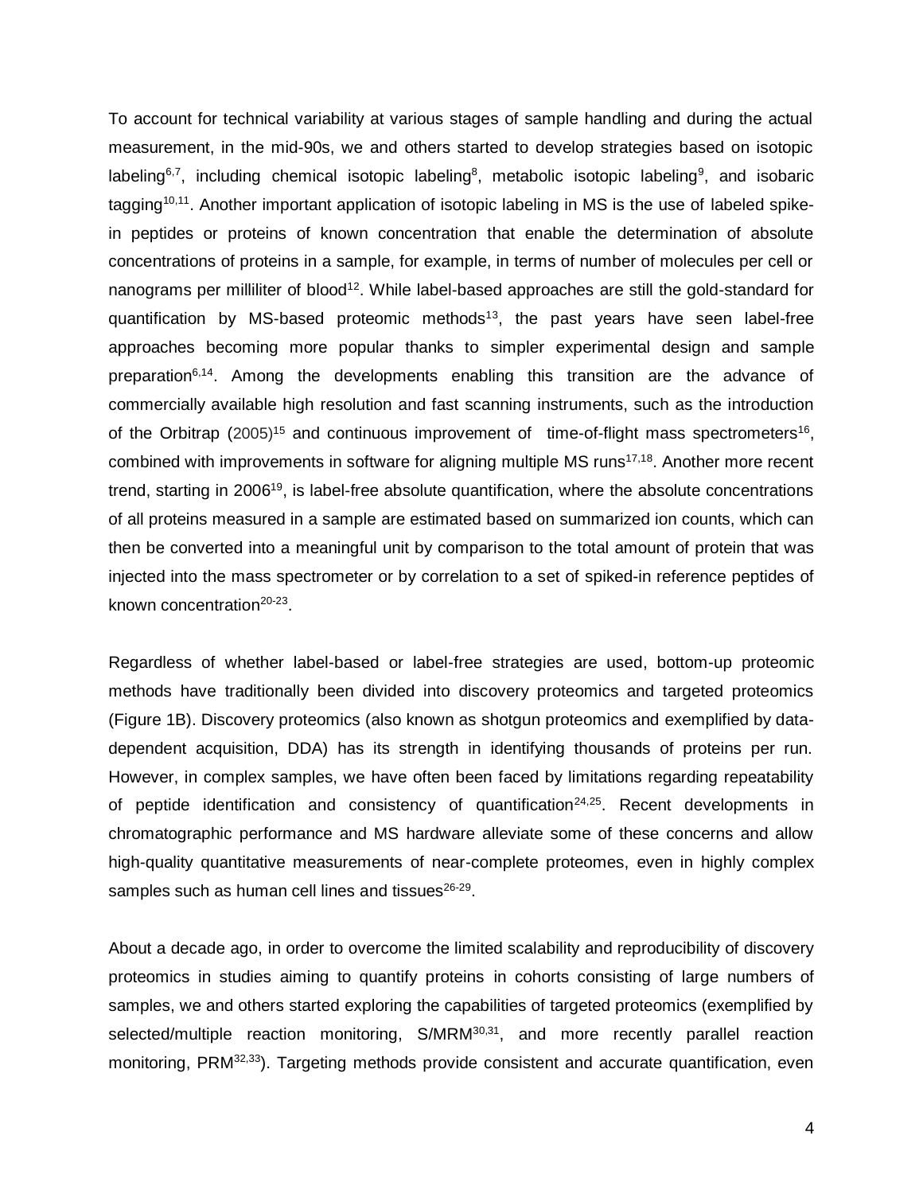To account for technical variability at various stages of sample handling and during the actual measurement, in the mid-90s, we and others started to develop strategies based on isotopic labeling[6,7], including chemical isotopic labeling[8], metabolic isotopic labeling[9], and isobaric tagging[10,11]. Another important application of isotopic labeling in MS is the use of labeled spike-in peptides or proteins of known concentration that enable the determination of absolute concentrations of proteins in a sample, for example, in terms of number of molecules per cell or nanograms per milliliter of blood[12]. While label-based approaches are still the gold-standard for quantification by MS-based proteomic methods[13], the past years have seen label-free approaches becoming more popular thanks to simpler experimental design and sample preparation[6,14]. Among the developments enabling this transition are the advance of commercially available high resolution and fast scanning instruments, such as the introduction of the Orbitrap (2005)[15] and continuous improvement of time-of-flight mass spectrometers[16], combined with improvements in software for aligning multiple MS runs[17,18]. Another more recent trend, starting in 2006[19], is label-free absolute quantification, where the absolute concentrations of all proteins measured in a sample are estimated based on summarized ion counts, which can then be converted into a meaningful unit by comparison to the total amount of protein that was injected into the mass spectrometer or by correlation to a set of spiked-in reference peptides of known concentration[20-23].

Regardless of whether label-based or label-free strategies are used, bottom-up proteomic methods have traditionally been divided into discovery proteomics and targeted proteomics (Figure 1B). Discovery proteomics (also known as shotgun proteomics and exemplified by data-dependent acquisition, DDA) has its strength in identifying thousands of proteins per run. However, in complex samples, we have often been faced by limitations regarding repeatability of peptide identification and consistency of quantification[24,25]. Recent developments in chromatographic performance and MS hardware alleviate some of these concerns and allow high-quality quantitative measurements of near-complete proteomes, even in highly complex samples such as human cell lines and tissues[26-29].

About a decade ago, in order to overcome the limited scalability and reproducibility of discovery proteomics in studies aiming to quantify proteins in cohorts consisting of large numbers of samples, we and others started exploring the capabilities of targeted proteomics (exemplified by selected/multiple reaction monitoring, S/MRM[30,31], and more recently parallel reaction monitoring, PRM[32,33]). Targeting methods provide consistent and accurate quantification, even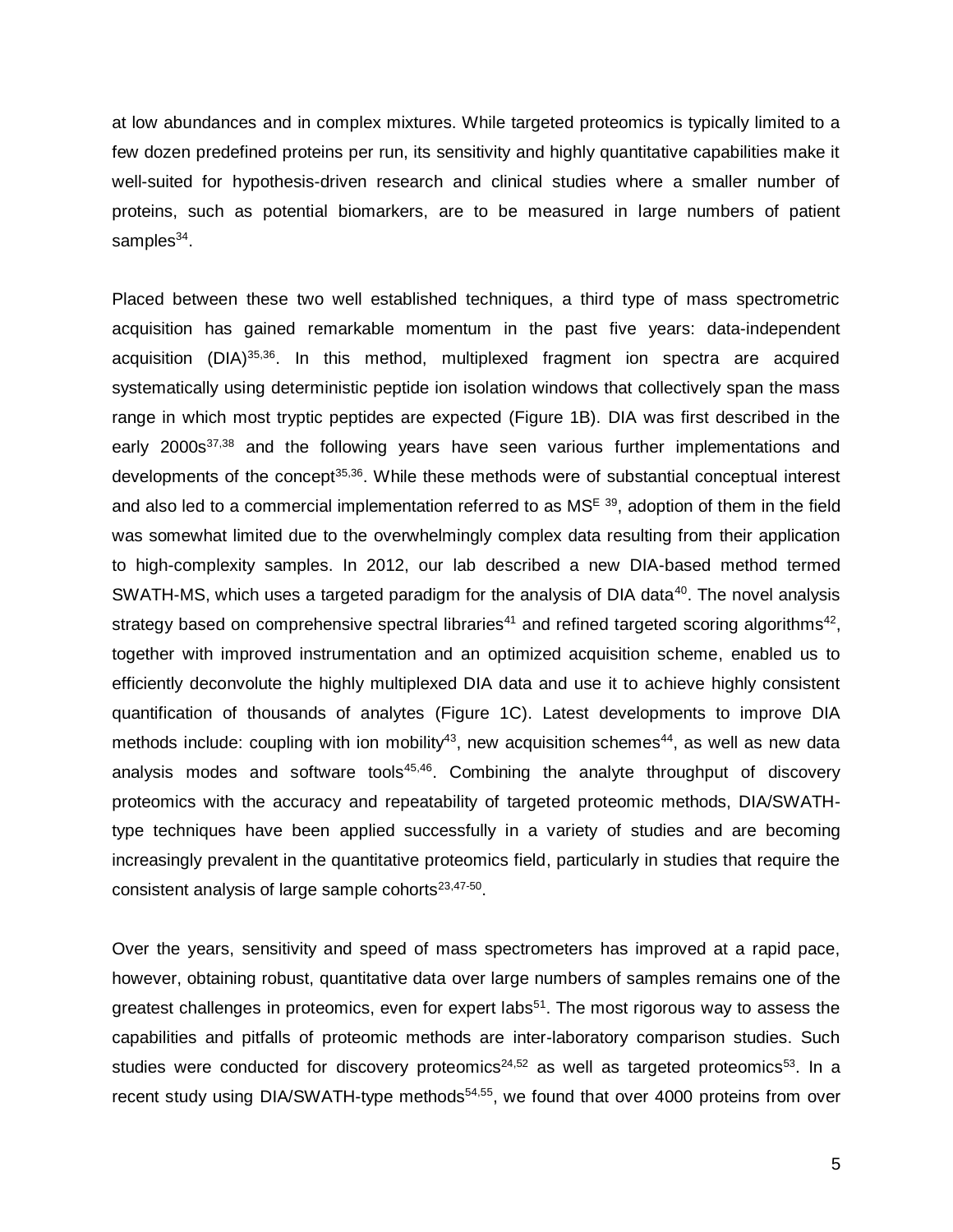at low abundances and in complex mixtures. While targeted proteomics is typically limited to a few dozen predefined proteins per run, its sensitivity and highly quantitative capabilities make it well-suited for hypothesis-driven research and clinical studies where a smaller number of proteins, such as potential biomarkers, are to be measured in large numbers of patient samples[34].

Placed between these two well established techniques, a third type of mass spectrometric acquisition has gained remarkable momentum in the past five years: data-independent acquisition (DIA)[35,36]. In this method, multiplexed fragment ion spectra are acquired systematically using deterministic peptide ion isolation windows that collectively span the mass range in which most tryptic peptides are expected (Figure 1B). DIA was first described in the early 2000s[37,38] and the following years have seen various further implementations and developments of the concept[35,36]. While these methods were of substantial conceptual interest and also led to a commercial implementation referred to as $MS^E$ [39], adoption of them in the field was somewhat limited due to the overwhelmingly complex data resulting from their application to high-complexity samples. In 2012, our lab described a new DIA-based method termed SWATH-MS, which uses a targeted paradigm for the analysis of DIA data[40]. The novel analysis strategy based on comprehensive spectral libraries[41] and refined targeted scoring algorithms[42], together with improved instrumentation and an optimized acquisition scheme, enabled us to efficiently deconvolute the highly multiplexed DIA data and use it to achieve highly consistent quantification of thousands of analytes (Figure 1C). Latest developments to improve DIA methods include: coupling with ion mobility[43], new acquisition schemes[44], as well as new data analysis modes and software tools[45,46]. Combining the analyte throughput of discovery proteomics with the accuracy and repeatability of targeted proteomic methods, DIA/SWATH-type techniques have been applied successfully in a variety of studies and are becoming increasingly prevalent in the quantitative proteomics field, particularly in studies that require the consistent analysis of large sample cohorts[23,47-50].

Over the years, sensitivity and speed of mass spectrometers has improved at a rapid pace, however, obtaining robust, quantitative data over large numbers of samples remains one of the greatest challenges in proteomics, even for expert labs[51]. The most rigorous way to assess the capabilities and pitfalls of proteomic methods are inter-laboratory comparison studies. Such studies were conducted for discovery proteomics[24,52] as well as targeted proteomics[53]. In a recent study using DIA/SWATH-type methods[54,55], we found that over 4000 proteins from over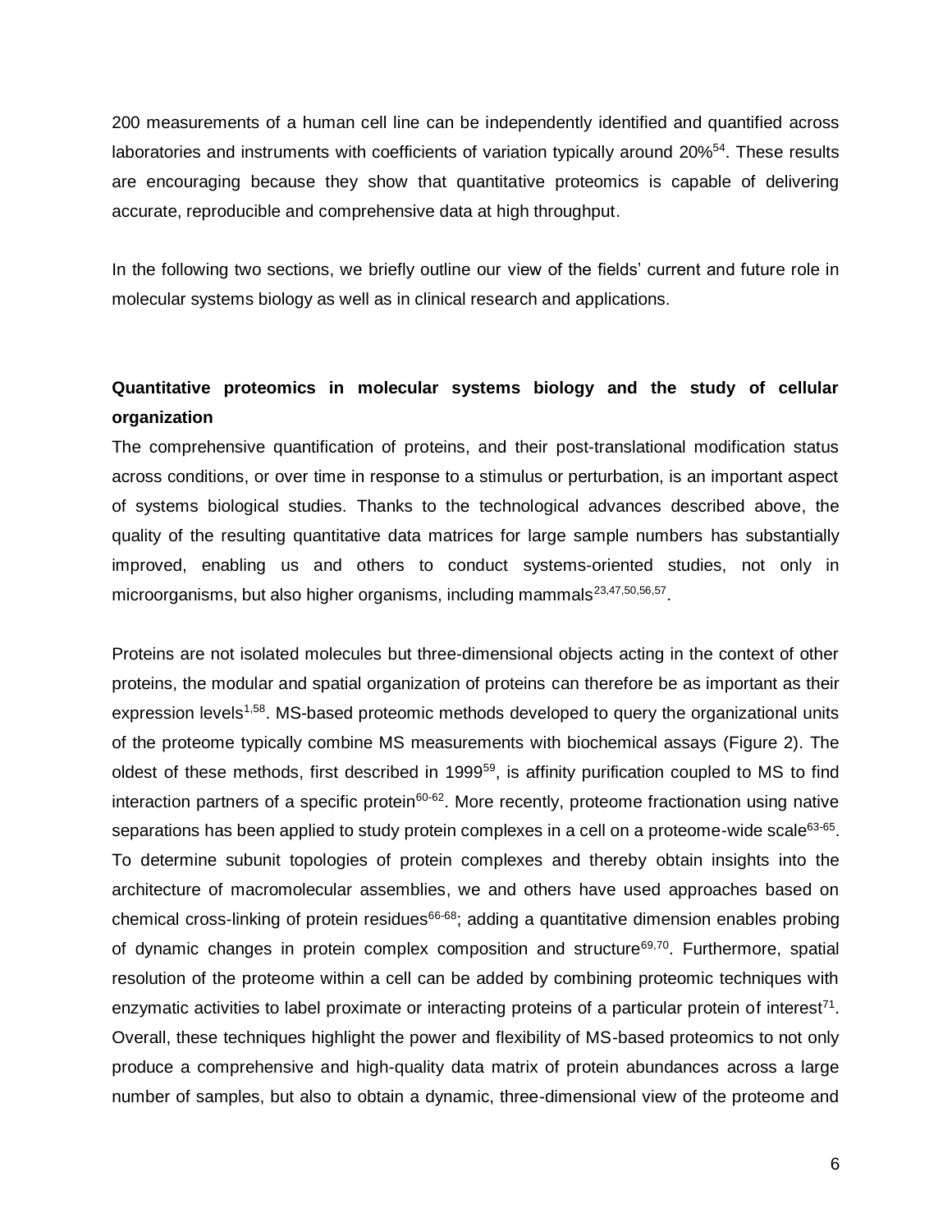200 measurements of a human cell line can be independently identified and quantified across laboratories and instruments with coefficients of variation typically around 20%[54]. These results are encouraging because they show that quantitative proteomics is capable of delivering accurate, reproducible and comprehensive data at high throughput.

In the following two sections, we briefly outline our view of the fields' current and future role in molecular systems biology as well as in clinical research and applications.

**Quantitative proteomics in molecular systems biology and the study of cellular organization**

The comprehensive quantification of proteins, and their post-translational modification status across conditions, or over time in response to a stimulus or perturbation, is an important aspect of systems biological studies. Thanks to the technological advances described above, the quality of the resulting quantitative data matrices for large sample numbers has substantially improved, enabling us and others to conduct systems-oriented studies, not only in microorganisms, but also higher organisms, including mammals[23,47,50,56,57].

Proteins are not isolated molecules but three-dimensional objects acting in the context of other proteins, the modular and spatial organization of proteins can therefore be as important as their expression levels[1,58]. MS-based proteomic methods developed to query the organizational units of the proteome typically combine MS measurements with biochemical assays (Figure 2). The oldest of these methods, first described in 1999[59], is affinity purification coupled to MS to find interaction partners of a specific protein[60-62]. More recently, proteome fractionation using native separations has been applied to study protein complexes in a cell on a proteome-wide scale[63-65]. To determine subunit topologies of protein complexes and thereby obtain insights into the architecture of macromolecular assemblies, we and others have used approaches based on chemical cross-linking of protein residues[66-68]; adding a quantitative dimension enables probing of dynamic changes in protein complex composition and structure[69,70]. Furthermore, spatial resolution of the proteome within a cell can be added by combining proteomic techniques with enzymatic activities to label proximate or interacting proteins of a particular protein of interest[71]. Overall, these techniques highlight the power and flexibility of MS-based proteomics to not only produce a comprehensive and high-quality data matrix of protein abundances across a large number of samples, but also to obtain a dynamic, three-dimensional view of the proteome and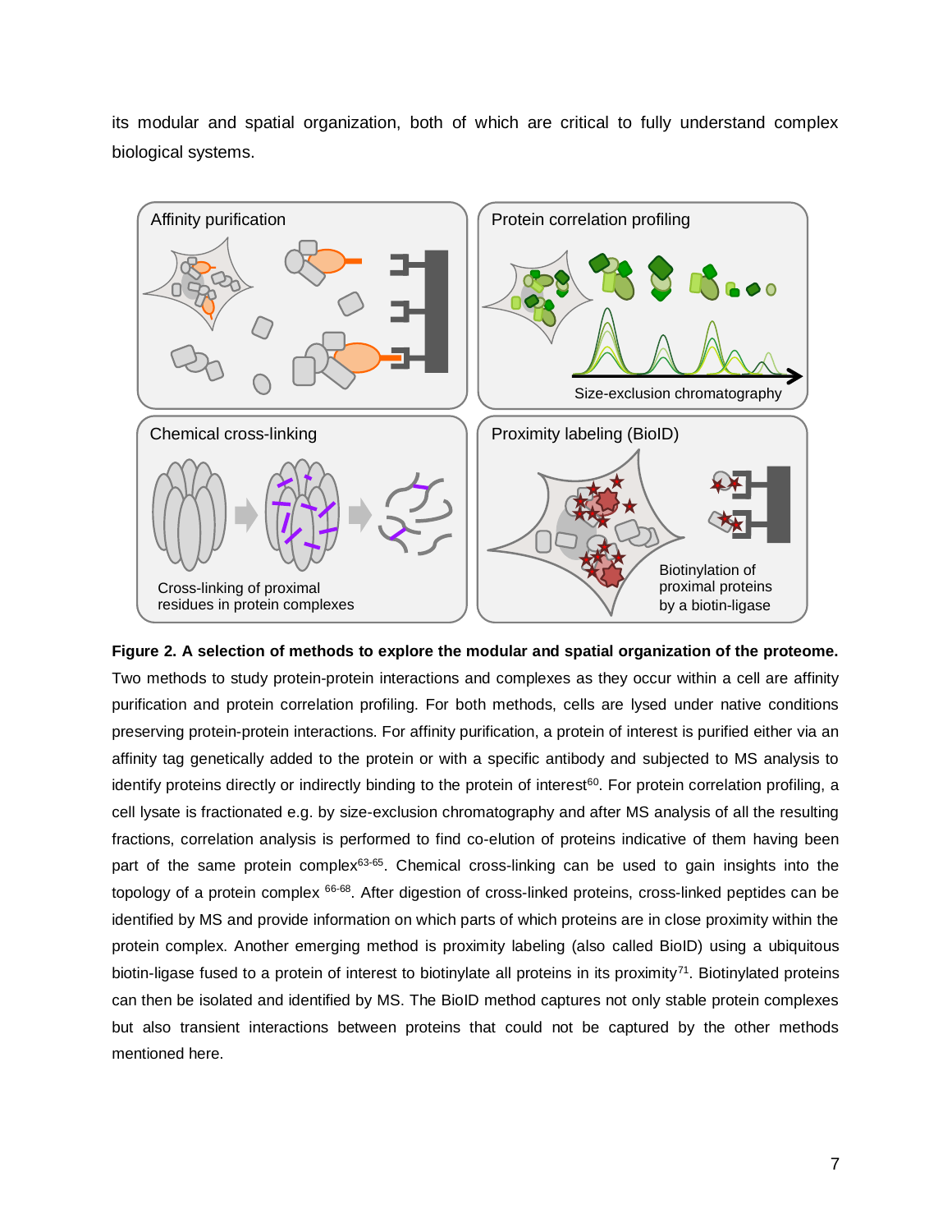its modular and spatial organization, both of which are critical to fully understand complex biological systems.

**Figure 2. A selection of methods to explore the modular and spatial organization of the proteome.** Two methods to study protein-protein interactions and complexes as they occur within a cell are affinity purification and protein correlation profiling. For both methods, cells are lysed under native conditions preserving protein-protein interactions. For affinity purification, a protein of interest is purified either via an affinity tag genetically added to the protein or with a specific antibody and subjected to MS analysis to identify proteins directly or indirectly binding to the protein of interest[60]. For protein correlation profiling, a cell lysate is fractionated e.g. by size-exclusion chromatography and after MS analysis of all the resulting fractions, correlation analysis is performed to find co-elution of proteins indicative of them having been part of the same protein complex[63-65]. Chemical cross-linking can be used to gain insights into the topology of a protein complex [66-68]. After digestion of cross-linked proteins, cross-linked peptides can be identified by MS and provide information on which parts of which proteins are in close proximity within the protein complex. Another emerging method is proximity labeling (also called BioID) using a ubiquitous biotin-ligase fused to a protein of interest to biotinylate all proteins in its proximity[71]. Biotinylated proteins can then be isolated and identified by MS. The BioID method captures not only stable protein complexes but also transient interactions between proteins that could not be captured by the other methods mentioned here.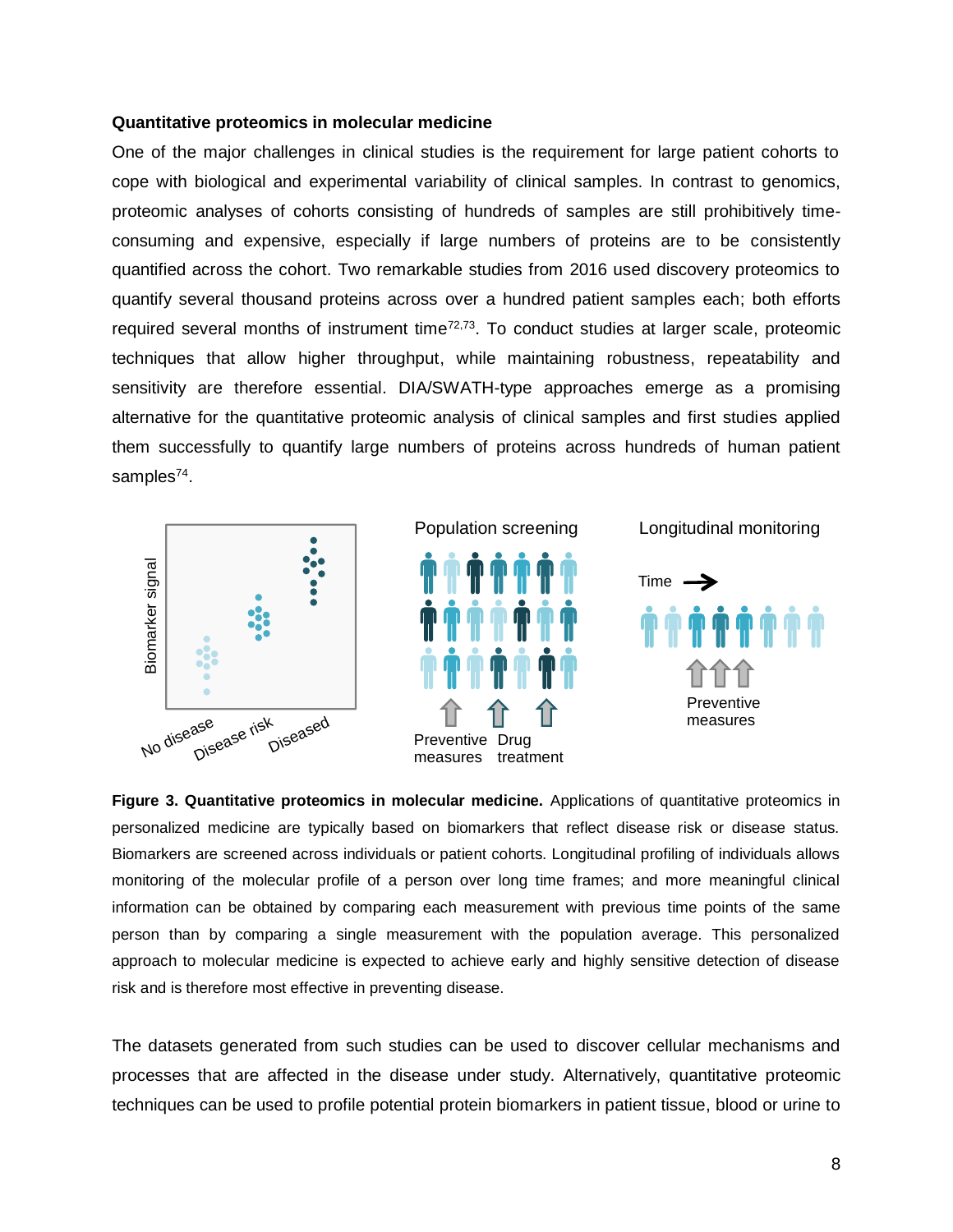**Quantitative proteomics in molecular medicine**

One of the major challenges in clinical studies is the requirement for large patient cohorts to cope with biological and experimental variability of clinical samples. In contrast to genomics, proteomic analyses of cohorts consisting of hundreds of samples are still prohibitively time-consuming and expensive, especially if large numbers of proteins are to be consistently quantified across the cohort. Two remarkable studies from 2016 used discovery proteomics to quantify several thousand proteins across over a hundred patient samples each; both efforts required several months of instrument time[72,73]. To conduct studies at larger scale, proteomic techniques that allow higher throughput, while maintaining robustness, repeatability and sensitivity are therefore essential. DIA/SWATH-type approaches emerge as a promising alternative for the quantitative proteomic analysis of clinical samples and first studies applied them successfully to quantify large numbers of proteins across hundreds of human patient samples[74].

**Figure 3. Quantitative proteomics in molecular medicine.** Applications of quantitative proteomics in personalized medicine are typically based on biomarkers that reflect disease risk or disease status. Biomarkers are screened across individuals or patient cohorts. Longitudinal profiling of individuals allows monitoring of the molecular profile of a person over long time frames; and more meaningful clinical information can be obtained by comparing each measurement with previous time points of the same person than by comparing a single measurement with the population average. This personalized approach to molecular medicine is expected to achieve early and highly sensitive detection of disease risk and is therefore most effective in preventing disease.

The datasets generated from such studies can be used to discover cellular mechanisms and processes that are affected in the disease under study. Alternatively, quantitative proteomic techniques can be used to profile potential protein biomarkers in patient tissue, blood or urine to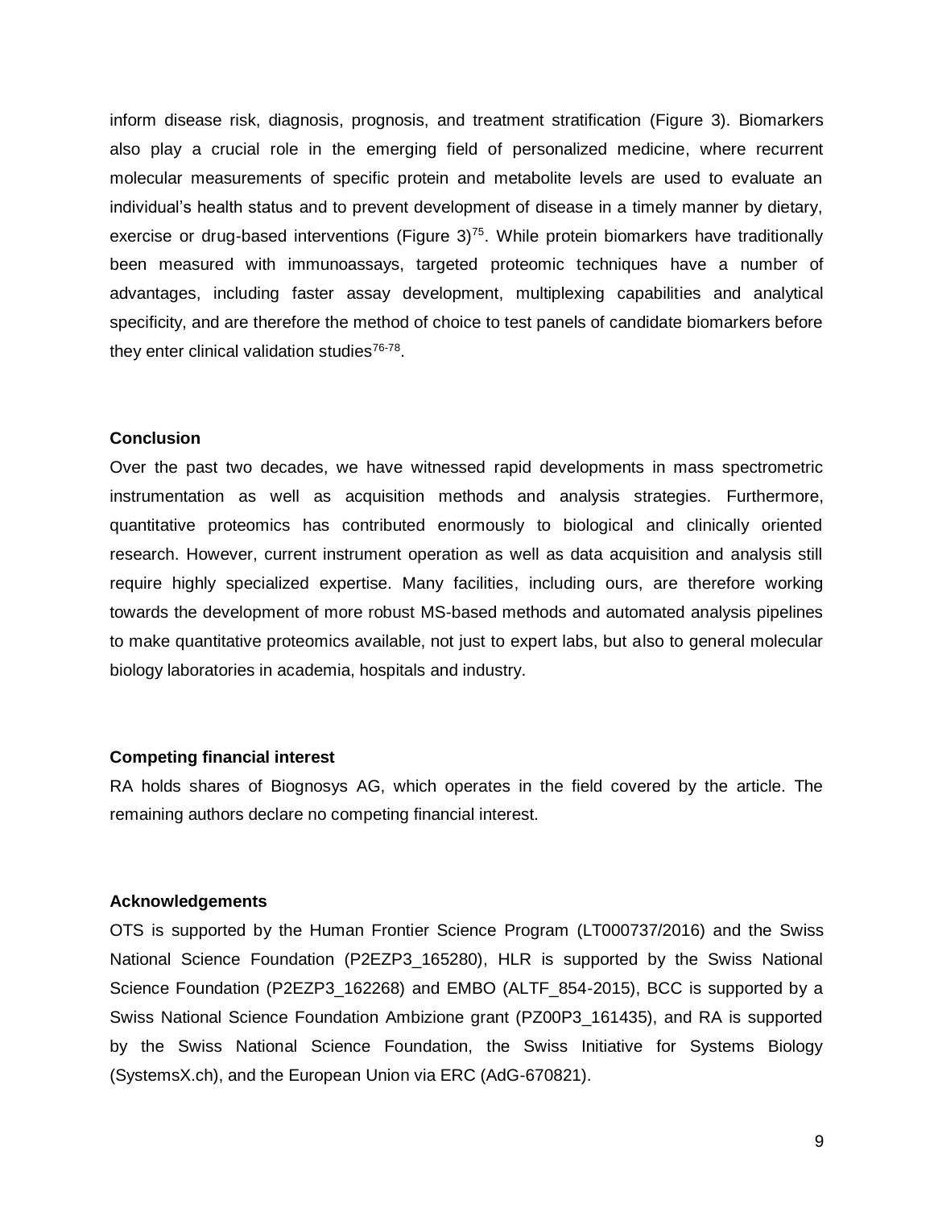inform disease risk, diagnosis, prognosis, and treatment stratification (Figure 3). Biomarkers also play a crucial role in the emerging field of personalized medicine, where recurrent molecular measurements of specific protein and metabolite levels are used to evaluate an individual's health status and to prevent development of disease in a timely manner by dietary, exercise or drug-based interventions (Figure 3)[75]. While protein biomarkers have traditionally been measured with immunoassays, targeted proteomic techniques have a number of advantages, including faster assay development, multiplexing capabilities and analytical specificity, and are therefore the method of choice to test panels of candidate biomarkers before they enter clinical validation studies[76-78].

**Conclusion**

Over the past two decades, we have witnessed rapid developments in mass spectrometric instrumentation as well as acquisition methods and analysis strategies. Furthermore, quantitative proteomics has contributed enormously to biological and clinically oriented research. However, current instrument operation as well as data acquisition and analysis still require highly specialized expertise. Many facilities, including ours, are therefore working towards the development of more robust MS-based methods and automated analysis pipelines to make quantitative proteomics available, not just to expert labs, but also to general molecular biology laboratories in academia, hospitals and industry.

**Competing financial interest**

RA holds shares of Biognosys AG, which operates in the field covered by the article. The remaining authors declare no competing financial interest.

**Acknowledgements**

OTS is supported by the Human Frontier Science Program (LT000737/2016) and the Swiss National Science Foundation (P2EZP3_165280), HLR is supported by the Swiss National Science Foundation (P2EZP3_162268) and EMBO (ALTF_854-2015), BCC is supported by a Swiss National Science Foundation Ambizione grant (PZ00P3_161435), and RA is supported by the Swiss National Science Foundation, the Swiss Initiative for Systems Biology (SystemsX.ch), and the European Union via ERC (AdG-670821).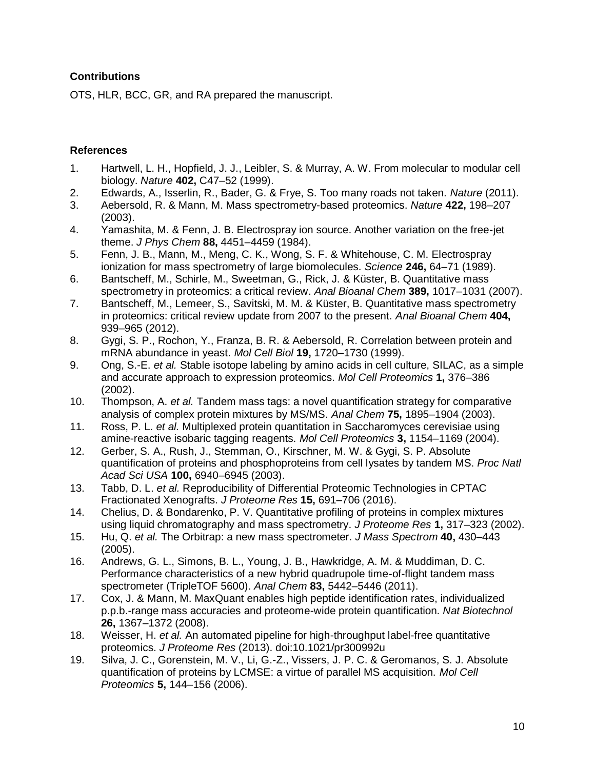### Contributions

OTS, HLR, BCC, GR, and RA prepared the manuscript.

### References

1. Hartwell, L. H., Hopfield, J. J., Leibler, S. & Murray, A. W. From molecular to modular cell biology. *Nature* **402,** C47–52 (1999).
2. Edwards, A., Isserlin, R., Bader, G. & Frye, S. Too many roads not taken. *Nature* (2011).
3. Aebersold, R. & Mann, M. Mass spectrometry-based proteomics. *Nature* **422,** 198–207 (2003).
4. Yamashita, M. & Fenn, J. B. Electrospray ion source. Another variation on the free-jet theme. *J Phys Chem* **88,** 4451–4459 (1984).
5. Fenn, J. B., Mann, M., Meng, C. K., Wong, S. F. & Whitehouse, C. M. Electrospray ionization for mass spectrometry of large biomolecules. *Science* **246,** 64–71 (1989).
6. Bantscheff, M., Schirle, M., Sweetman, G., Rick, J. & Küster, B. Quantitative mass spectrometry in proteomics: a critical review. *Anal Bioanal Chem* **389,** 1017–1031 (2007).
7. Bantscheff, M., Lemeer, S., Savitski, M. M. & Küster, B. Quantitative mass spectrometry in proteomics: critical review update from 2007 to the present. *Anal Bioanal Chem* **404,** 939–965 (2012).
8. Gygi, S. P., Rochon, Y., Franza, B. R. & Aebersold, R. Correlation between protein and mRNA abundance in yeast. *Mol Cell Biol* **19,** 1720–1730 (1999).
9. Ong, S.-E. *et al.* Stable isotope labeling by amino acids in cell culture, SILAC, as a simple and accurate approach to expression proteomics. *Mol Cell Proteomics* **1,** 376–386 (2002).
10. Thompson, A. *et al.* Tandem mass tags: a novel quantification strategy for comparative analysis of complex protein mixtures by MS/MS. *Anal Chem* **75,** 1895–1904 (2003).
11. Ross, P. L. *et al.* Multiplexed protein quantitation in Saccharomyces cerevisiae using amine-reactive isobaric tagging reagents. *Mol Cell Proteomics* **3,** 1154–1169 (2004).
12. Gerber, S. A., Rush, J., Stemman, O., Kirschner, M. W. & Gygi, S. P. Absolute quantification of proteins and phosphoproteins from cell lysates by tandem MS. *Proc Natl Acad Sci USA* **100,** 6940–6945 (2003).
13. Tabb, D. L. *et al.* Reproducibility of Differential Proteomic Technologies in CPTAC Fractionated Xenografts. *J Proteome Res* **15,** 691–706 (2016).
14. Chelius, D. & Bondarenko, P. V. Quantitative profiling of proteins in complex mixtures using liquid chromatography and mass spectrometry. *J Proteome Res* **1,** 317–323 (2002).
15. Hu, Q. *et al.* The Orbitrap: a new mass spectrometer. *J Mass Spectrom* **40,** 430–443 (2005).
16. Andrews, G. L., Simons, B. L., Young, J. B., Hawkridge, A. M. & Muddiman, D. C. Performance characteristics of a new hybrid quadrupole time-of-flight tandem mass spectrometer (TripleTOF 5600). *Anal Chem* **83,** 5442–5446 (2011).
17. Cox, J. & Mann, M. MaxQuant enables high peptide identification rates, individualized p.p.b.-range mass accuracies and proteome-wide protein quantification. *Nat Biotechnol* **26,** 1367–1372 (2008).
18. Weisser, H. *et al.* An automated pipeline for high-throughput label-free quantitative proteomics. *J Proteome Res* (2013). doi:10.1021/pr300992u
19. Silva, J. C., Gorenstein, M. V., Li, G.-Z., Vissers, J. P. C. & Geromanos, S. J. Absolute quantification of proteins by LCMSE: a virtue of parallel MS acquisition. *Mol Cell Proteomics* **5,** 144–156 (2006).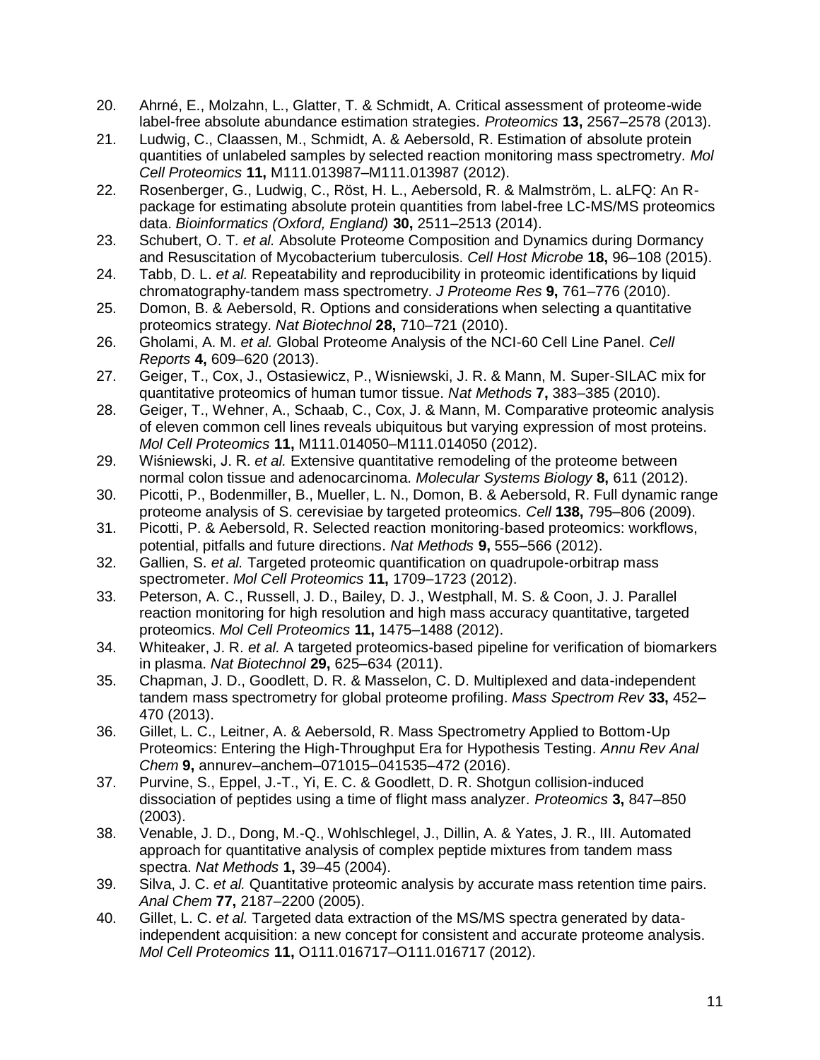20. Ahrné, E., Molzahn, L., Glatter, T. & Schmidt, A. Critical assessment of proteome-wide label-free absolute abundance estimation strategies. *Proteomics* **13,** 2567–2578 (2013).
21. Ludwig, C., Claassen, M., Schmidt, A. & Aebersold, R. Estimation of absolute protein quantities of unlabeled samples by selected reaction monitoring mass spectrometry. *Mol Cell Proteomics* **11,** M111.013987–M111.013987 (2012).
22. Rosenberger, G., Ludwig, C., Röst, H. L., Aebersold, R. & Malmström, L. aLFQ: An R-package for estimating absolute protein quantities from label-free LC-MS/MS proteomics data. *Bioinformatics (Oxford, England)* **30,** 2511–2513 (2014).
23. Schubert, O. T. *et al.* Absolute Proteome Composition and Dynamics during Dormancy and Resuscitation of Mycobacterium tuberculosis. *Cell Host Microbe* **18,** 96–108 (2015).
24. Tabb, D. L. *et al.* Repeatability and reproducibility in proteomic identifications by liquid chromatography-tandem mass spectrometry. *J Proteome Res* **9,** 761–776 (2010).
25. Domon, B. & Aebersold, R. Options and considerations when selecting a quantitative proteomics strategy. *Nat Biotechnol* **28,** 710–721 (2010).
26. Gholami, A. M. *et al.* Global Proteome Analysis of the NCI-60 Cell Line Panel. *Cell Reports* **4,** 609–620 (2013).
27. Geiger, T., Cox, J., Ostasiewicz, P., Wisniewski, J. R. & Mann, M. Super-SILAC mix for quantitative proteomics of human tumor tissue. *Nat Methods* **7,** 383–385 (2010).
28. Geiger, T., Wehner, A., Schaab, C., Cox, J. & Mann, M. Comparative proteomic analysis of eleven common cell lines reveals ubiquitous but varying expression of most proteins. *Mol Cell Proteomics* **11,** M111.014050–M111.014050 (2012).
29. Wiśniewski, J. R. *et al.* Extensive quantitative remodeling of the proteome between normal colon tissue and adenocarcinoma. *Molecular Systems Biology* **8,** 611 (2012).
30. Picotti, P., Bodenmiller, B., Mueller, L. N., Domon, B. & Aebersold, R. Full dynamic range proteome analysis of S. cerevisiae by targeted proteomics. *Cell* **138,** 795–806 (2009).
31. Picotti, P. & Aebersold, R. Selected reaction monitoring-based proteomics: workflows, potential, pitfalls and future directions. *Nat Methods* **9,** 555–566 (2012).
32. Gallien, S. *et al.* Targeted proteomic quantification on quadrupole-orbitrap mass spectrometer. *Mol Cell Proteomics* **11,** 1709–1723 (2012).
33. Peterson, A. C., Russell, J. D., Bailey, D. J., Westphall, M. S. & Coon, J. J. Parallel reaction monitoring for high resolution and high mass accuracy quantitative, targeted proteomics. *Mol Cell Proteomics* **11,** 1475–1488 (2012).
34. Whiteaker, J. R. *et al.* A targeted proteomics-based pipeline for verification of biomarkers in plasma. *Nat Biotechnol* **29,** 625–634 (2011).
35. Chapman, J. D., Goodlett, D. R. & Masselon, C. D. Multiplexed and data-independent tandem mass spectrometry for global proteome profiling. *Mass Spectrom Rev* **33,** 452–470 (2013).
36. Gillet, L. C., Leitner, A. & Aebersold, R. Mass Spectrometry Applied to Bottom-Up Proteomics: Entering the High-Throughput Era for Hypothesis Testing. *Annu Rev Anal Chem* **9,** annurev–anchem–071015–041535–472 (2016).
37. Purvine, S., Eppel, J.-T., Yi, E. C. & Goodlett, D. R. Shotgun collision-induced dissociation of peptides using a time of flight mass analyzer. *Proteomics* **3,** 847–850 (2003).
38. Venable, J. D., Dong, M.-Q., Wohlschlegel, J., Dillin, A. & Yates, J. R., III. Automated approach for quantitative analysis of complex peptide mixtures from tandem mass spectra. *Nat Methods* **1,** 39–45 (2004).
39. Silva, J. C. *et al.* Quantitative proteomic analysis by accurate mass retention time pairs. *Anal Chem* **77,** 2187–2200 (2005).
40. Gillet, L. C. *et al.* Targeted data extraction of the MS/MS spectra generated by data-independent acquisition: a new concept for consistent and accurate proteome analysis. *Mol Cell Proteomics* **11,** O111.016717–O111.016717 (2012).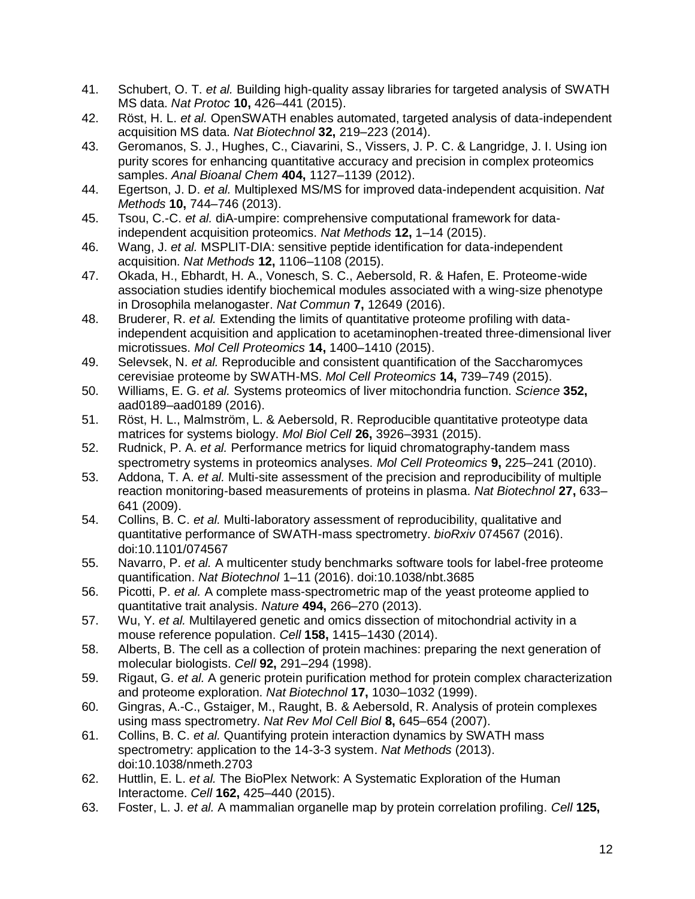41. Schubert, O. T. *et al.* Building high-quality assay libraries for targeted analysis of SWATH MS data. *Nat Protoc* **10,** 426–441 (2015).
42. Röst, H. L. *et al.* OpenSWATH enables automated, targeted analysis of data-independent acquisition MS data. *Nat Biotechnol* **32,** 219–223 (2014).
43. Geromanos, S. J., Hughes, C., Ciavarini, S., Vissers, J. P. C. & Langridge, J. I. Using ion purity scores for enhancing quantitative accuracy and precision in complex proteomics samples. *Anal Bioanal Chem* **404,** 1127–1139 (2012).
44. Egertson, J. D. *et al.* Multiplexed MS/MS for improved data-independent acquisition. *Nat Methods* **10,** 744–746 (2013).
45. Tsou, C.-C. *et al.* diA-umpire: comprehensive computational framework for data-independent acquisition proteomics. *Nat Methods* **12,** 1–14 (2015).
46. Wang, J. *et al.* MSPLIT-DIA: sensitive peptide identification for data-independent acquisition. *Nat Methods* **12,** 1106–1108 (2015).
47. Okada, H., Ebhardt, H. A., Vonesch, S. C., Aebersold, R. & Hafen, E. Proteome-wide association studies identify biochemical modules associated with a wing-size phenotype in Drosophila melanogaster. *Nat Commun* **7,** 12649 (2016).
48. Bruderer, R. *et al.* Extending the limits of quantitative proteome profiling with data-independent acquisition and application to acetaminophen-treated three-dimensional liver microtissues. *Mol Cell Proteomics* **14,** 1400–1410 (2015).
49. Selevsek, N. *et al.* Reproducible and consistent quantification of the Saccharomyces cerevisiae proteome by SWATH-MS. *Mol Cell Proteomics* **14,** 739–749 (2015).
50. Williams, E. G. *et al.* Systems proteomics of liver mitochondria function. *Science* **352,** aad0189–aad0189 (2016).
51. Röst, H. L., Malmström, L. & Aebersold, R. Reproducible quantitative proteotype data matrices for systems biology. *Mol Biol Cell* **26,** 3926–3931 (2015).
52. Rudnick, P. A. *et al.* Performance metrics for liquid chromatography-tandem mass spectrometry systems in proteomics analyses. *Mol Cell Proteomics* **9,** 225–241 (2010).
53. Addona, T. A. *et al.* Multi-site assessment of the precision and reproducibility of multiple reaction monitoring-based measurements of proteins in plasma. *Nat Biotechnol* **27,** 633–641 (2009).
54. Collins, B. C. *et al.* Multi-laboratory assessment of reproducibility, qualitative and quantitative performance of SWATH-mass spectrometry. *bioRxiv* 074567 (2016). doi:10.1101/074567
55. Navarro, P. *et al.* A multicenter study benchmarks software tools for label-free proteome quantification. *Nat Biotechnol* 1–11 (2016). doi:10.1038/nbt.3685
56. Picotti, P. *et al.* A complete mass-spectrometric map of the yeast proteome applied to quantitative trait analysis. *Nature* **494,** 266–270 (2013).
57. Wu, Y. *et al.* Multilayered genetic and omics dissection of mitochondrial activity in a mouse reference population. *Cell* **158,** 1415–1430 (2014).
58. Alberts, B. The cell as a collection of protein machines: preparing the next generation of molecular biologists. *Cell* **92,** 291–294 (1998).
59. Rigaut, G. *et al.* A generic protein purification method for protein complex characterization and proteome exploration. *Nat Biotechnol* **17,** 1030–1032 (1999).
60. Gingras, A.-C., Gstaiger, M., Raught, B. & Aebersold, R. Analysis of protein complexes using mass spectrometry. *Nat Rev Mol Cell Biol* **8,** 645–654 (2007).
61. Collins, B. C. *et al.* Quantifying protein interaction dynamics by SWATH mass spectrometry: application to the 14-3-3 system. *Nat Methods* (2013). doi:10.1038/nmeth.2703
62. Huttlin, E. L. *et al.* The BioPlex Network: A Systematic Exploration of the Human Interactome. *Cell* **162,** 425–440 (2015).
63. Foster, L. J. *et al.* A mammalian organelle map by protein correlation profiling. *Cell* **125,**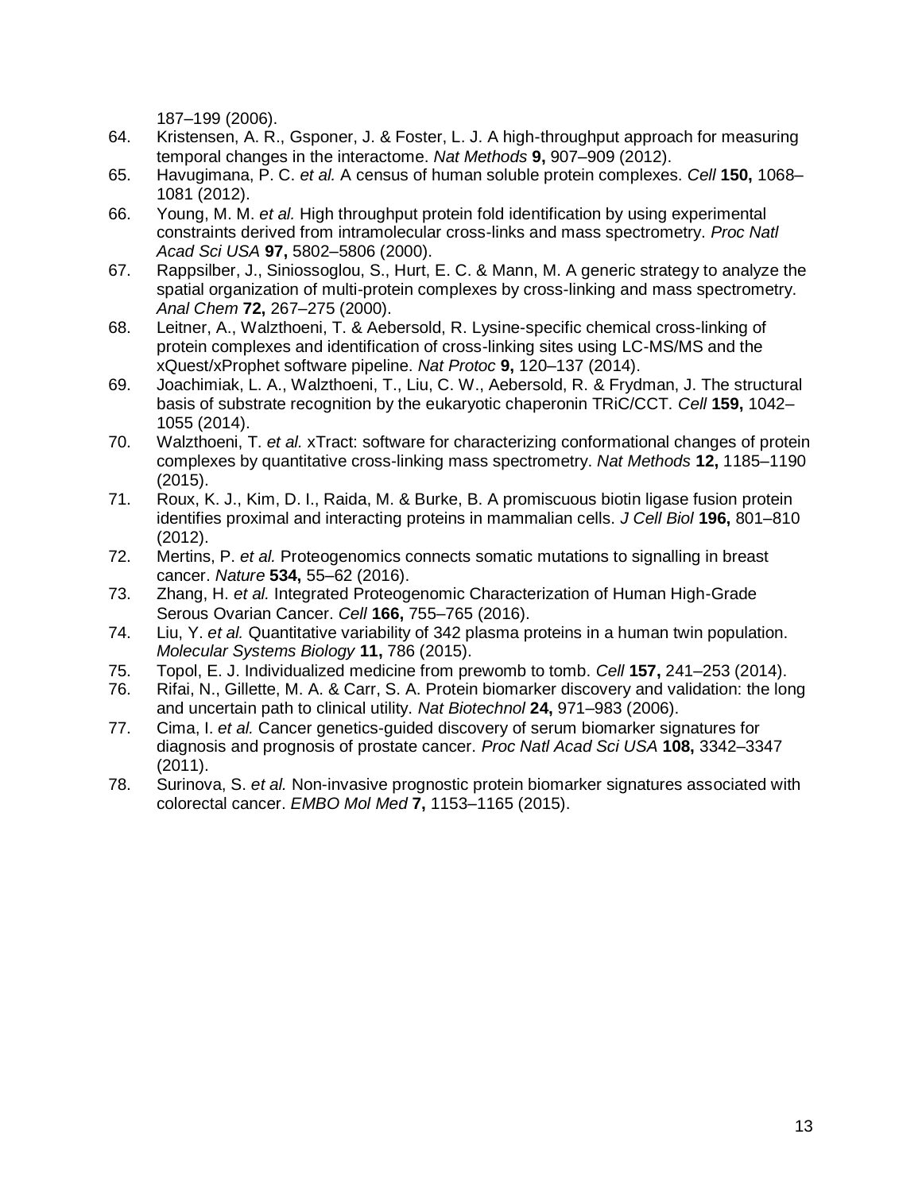187–199 (2006).

64. Kristensen, A. R., Gsponer, J. & Foster, L. J. A high-throughput approach for measuring temporal changes in the interactome. *Nat Methods* **9,** 907–909 (2012).
65. Havugimana, P. C. *et al.* A census of human soluble protein complexes. *Cell* **150,** 1068–1081 (2012).
66. Young, M. M. *et al.* High throughput protein fold identification by using experimental constraints derived from intramolecular cross-links and mass spectrometry. *Proc Natl Acad Sci USA* **97,** 5802–5806 (2000).
67. Rappsilber, J., Siniossoglou, S., Hurt, E. C. & Mann, M. A generic strategy to analyze the spatial organization of multi-protein complexes by cross-linking and mass spectrometry. *Anal Chem* **72,** 267–275 (2000).
68. Leitner, A., Walzthoeni, T. & Aebersold, R. Lysine-specific chemical cross-linking of protein complexes and identification of cross-linking sites using LC-MS/MS and the xQuest/xProphet software pipeline. *Nat Protoc* **9,** 120–137 (2014).
69. Joachimiak, L. A., Walzthoeni, T., Liu, C. W., Aebersold, R. & Frydman, J. The structural basis of substrate recognition by the eukaryotic chaperonin TRiC/CCT. *Cell* **159,** 1042–1055 (2014).
70. Walzthoeni, T. *et al.* xTract: software for characterizing conformational changes of protein complexes by quantitative cross-linking mass spectrometry. *Nat Methods* **12,** 1185–1190 (2015).
71. Roux, K. J., Kim, D. I., Raida, M. & Burke, B. A promiscuous biotin ligase fusion protein identifies proximal and interacting proteins in mammalian cells. *J Cell Biol* **196,** 801–810 (2012).
72. Mertins, P. *et al.* Proteogenomics connects somatic mutations to signalling in breast cancer. *Nature* **534,** 55–62 (2016).
73. Zhang, H. *et al.* Integrated Proteogenomic Characterization of Human High-Grade Serous Ovarian Cancer. *Cell* **166,** 755–765 (2016).
74. Liu, Y. *et al.* Quantitative variability of 342 plasma proteins in a human twin population. *Molecular Systems Biology* **11,** 786 (2015).
75. Topol, E. J. Individualized medicine from prewomb to tomb. *Cell* **157,** 241–253 (2014).
76. Rifai, N., Gillette, M. A. & Carr, S. A. Protein biomarker discovery and validation: the long and uncertain path to clinical utility. *Nat Biotechnol* **24,** 971–983 (2006).
77. Cima, I. *et al.* Cancer genetics-guided discovery of serum biomarker signatures for diagnosis and prognosis of prostate cancer. *Proc Natl Acad Sci USA* **108,** 3342–3347 (2011).
78. Surinova, S. *et al.* Non-invasive prognostic protein biomarker signatures associated with colorectal cancer. *EMBO Mol Med* **7,** 1153–1165 (2015).